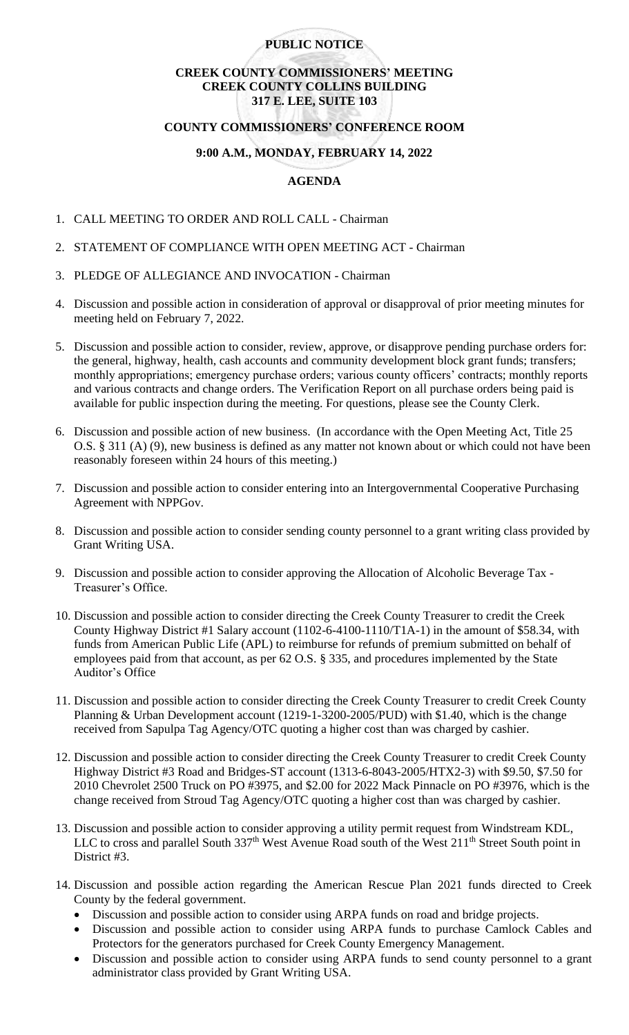**PUBLIC NOTICE**

**CREEK COUNTY COMMISSIONERS' MEETING**
**CREEK COUNTY COLLINS BUILDING**
**317 E. LEE, SUITE 103**

**COUNTY COMMISSIONERS' CONFERENCE ROOM**

**9:00 A.M., MONDAY, FEBRUARY 14, 2022**

**AGENDA**

1. CALL MEETING TO ORDER AND ROLL CALL - Chairman
2. STATEMENT OF COMPLIANCE WITH OPEN MEETING ACT - Chairman
3. PLEDGE OF ALLEGIANCE AND INVOCATION - Chairman
4. Discussion and possible action in consideration of approval or disapproval of prior meeting minutes for meeting held on February 7, 2022.
5. Discussion and possible action to consider, review, approve, or disapprove pending purchase orders for: the general, highway, health, cash accounts and community development block grant funds; transfers; monthly appropriations; emergency purchase orders; various county officers' contracts; monthly reports and various contracts and change orders. The Verification Report on all purchase orders being paid is available for public inspection during the meeting. For questions, please see the County Clerk.
6. Discussion and possible action of new business. (In accordance with the Open Meeting Act, Title 25 O.S. § 311 (A) (9), new business is defined as any matter not known about or which could not have been reasonably foreseen within 24 hours of this meeting.)
7. Discussion and possible action to consider entering into an Intergovernmental Cooperative Purchasing Agreement with NPPGov.
8. Discussion and possible action to consider sending county personnel to a grant writing class provided by Grant Writing USA.
9. Discussion and possible action to consider approving the Allocation of Alcoholic Beverage Tax - Treasurer's Office.
10. Discussion and possible action to consider directing the Creek County Treasurer to credit the Creek County Highway District #1 Salary account (1102-6-4100-1110/T1A-1) in the amount of $58.34, with funds from American Public Life (APL) to reimburse for refunds of premium submitted on behalf of employees paid from that account, as per 62 O.S. § 335, and procedures implemented by the State Auditor's Office
11. Discussion and possible action to consider directing the Creek County Treasurer to credit Creek County Planning & Urban Development account (1219-1-3200-2005/PUD) with $1.40, which is the change received from Sapulpa Tag Agency/OTC quoting a higher cost than was charged by cashier.
12. Discussion and possible action to consider directing the Creek County Treasurer to credit Creek County Highway District #3 Road and Bridges-ST account (1313-6-8043-2005/HTX2-3) with $9.50, $7.50 for 2010 Chevrolet 2500 Truck on PO #3975, and $2.00 for 2022 Mack Pinnacle on PO #3976, which is the change received from Stroud Tag Agency/OTC quoting a higher cost than was charged by cashier.
13. Discussion and possible action to consider approving a utility permit request from Windstream KDL, LLC to cross and parallel South 337th West Avenue Road south of the West 211th Street South point in District #3.
14. Discussion and possible action regarding the American Rescue Plan 2021 funds directed to Creek County by the federal government.
    - Discussion and possible action to consider using ARPA funds on road and bridge projects.
    - Discussion and possible action to consider using ARPA funds to purchase Camlock Cables and Protectors for the generators purchased for Creek County Emergency Management.
    - Discussion and possible action to consider using ARPA funds to send county personnel to a grant administrator class provided by Grant Writing USA.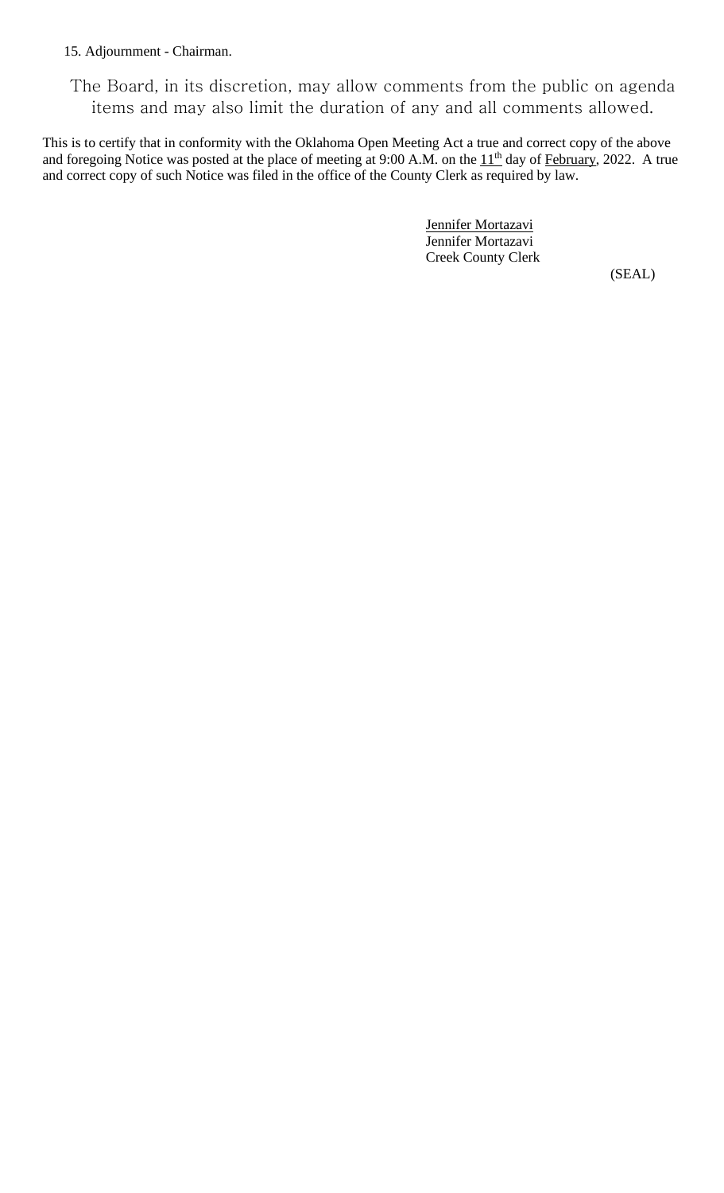15. Adjournment - Chairman.

The Board, in its discretion, may allow comments from the public on agenda items and may also limit the duration of any and all comments allowed.

This is to certify that in conformity with the Oklahoma Open Meeting Act a true and correct copy of the above and foregoing Notice was posted at the place of meeting at 9:00 A.M. on the 11th day of February, 2022. A true and correct copy of such Notice was filed in the office of the County Clerk as required by law.

Jennifer Mortazavi
Jennifer Mortazavi
Creek County Clerk

(SEAL)